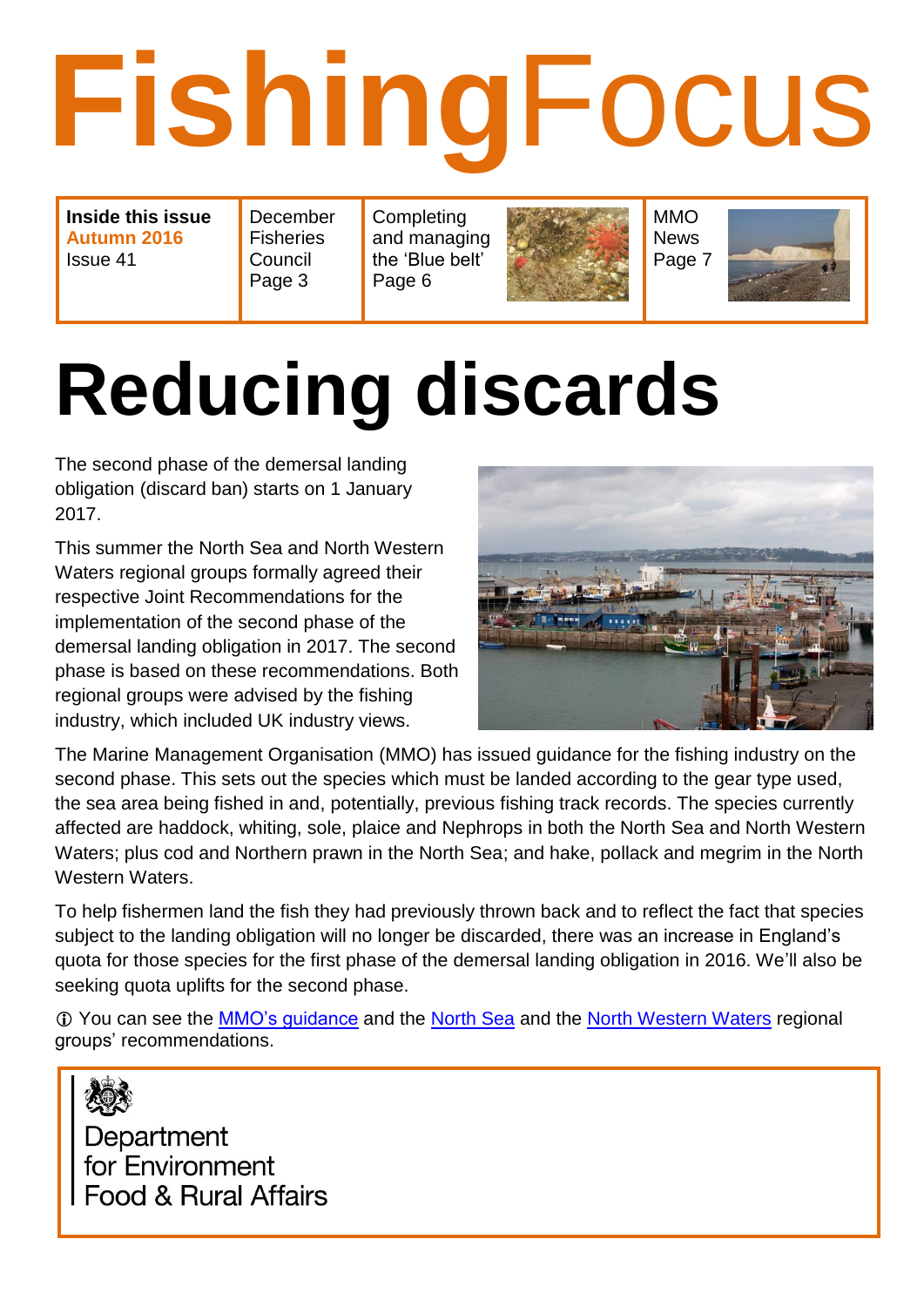# FishingFocus

| Inside this issue **Autumn 2016** Issue 41 | December Fisheries Council Page 3 | Completing and managing the 'Blue belt' Page 6 | MMO News Page 7 |
|---|---|---|---|

# Reducing discards

The second phase of the demersal landing obligation (discard ban) starts on 1 January 2017.

This summer the North Sea and North Western Waters regional groups formally agreed their respective Joint Recommendations for the implementation of the second phase of the demersal landing obligation in 2017. The second phase is based on these recommendations. Both regional groups were advised by the fishing industry, which included UK industry views.

The Marine Management Organisation (MMO) has issued guidance for the fishing industry on the second phase. This sets out the species which must be landed according to the gear type used, the sea area being fished in and, potentially, previous fishing track records. The species currently affected are haddock, whiting, sole, plaice and Nephrops in both the North Sea and North Western Waters; plus cod and Northern prawn in the North Sea; and hake, pollack and megrim in the North Western Waters.

To help fishermen land the fish they had previously thrown back and to reflect the fact that species subject to the landing obligation will no longer be discarded, there was an increase in England's quota for those species for the first phase of the demersal landing obligation in 2016. We'll also be seeking quota uplifts for the second phase.

ⓘ You can see the MMO's guidance and the North Sea and the North Western Waters regional groups' recommendations.

Department for Environment Food & Rural Affairs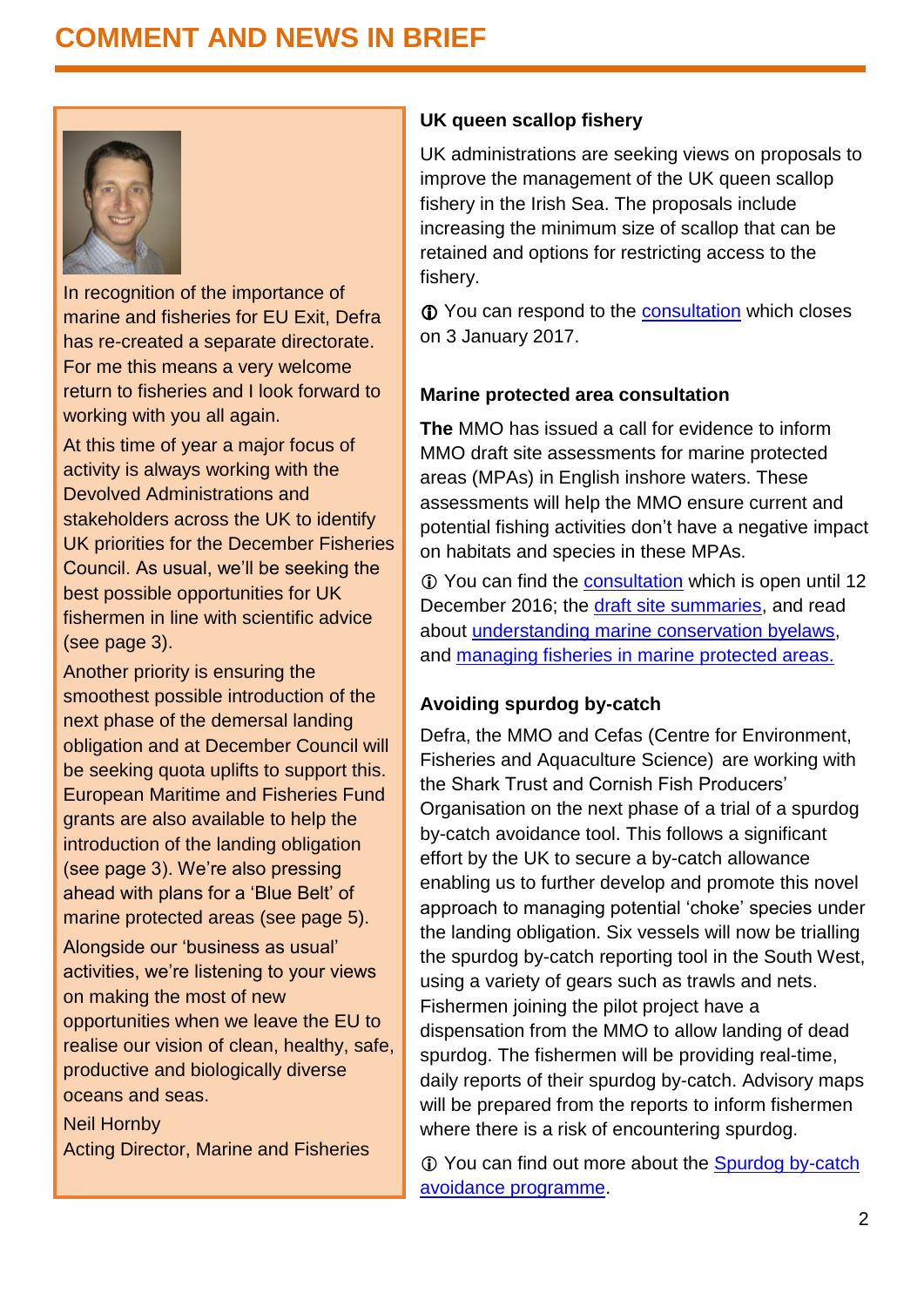# COMMENT AND NEWS IN BRIEF

In recognition of the importance of marine and fisheries for EU Exit, Defra has re-created a separate directorate. For me this means a very welcome return to fisheries and I look forward to working with you all again.

At this time of year a major focus of activity is always working with the Devolved Administrations and stakeholders across the UK to identify UK priorities for the December Fisheries Council. As usual, we'll be seeking the best possible opportunities for UK fishermen in line with scientific advice (see page 3).

Another priority is ensuring the smoothest possible introduction of the next phase of the demersal landing obligation and at December Council will be seeking quota uplifts to support this. European Maritime and Fisheries Fund grants are also available to help the introduction of the landing obligation (see page 3). We're also pressing ahead with plans for a 'Blue Belt' of marine protected areas (see page 5).

Alongside our 'business as usual' activities, we're listening to your views on making the most of new opportunities when we leave the EU to realise our vision of clean, healthy, safe, productive and biologically diverse oceans and seas.

Neil Hornby
Acting Director, Marine and Fisheries

### UK queen scallop fishery

UK administrations are seeking views on proposals to improve the management of the UK queen scallop fishery in the Irish Sea. The proposals include increasing the minimum size of scallop that can be retained and options for restricting access to the fishery.

ⓘ You can respond to the consultation which closes on 3 January 2017.

### Marine protected area consultation

**The** MMO has issued a call for evidence to inform MMO draft site assessments for marine protected areas (MPAs) in English inshore waters. These assessments will help the MMO ensure current and potential fishing activities don't have a negative impact on habitats and species in these MPAs.

ⓘ You can find the consultation which is open until 12 December 2016; the draft site summaries, and read about understanding marine conservation byelaws, and managing fisheries in marine protected areas.

### Avoiding spurdog by-catch

Defra, the MMO and Cefas (Centre for Environment, Fisheries and Aquaculture Science) are working with the Shark Trust and Cornish Fish Producers' Organisation on the next phase of a trial of a spurdog by-catch avoidance tool. This follows a significant effort by the UK to secure a by-catch allowance enabling us to further develop and promote this novel approach to managing potential 'choke' species under the landing obligation. Six vessels will now be trialling the spurdog by-catch reporting tool in the South West, using a variety of gears such as trawls and nets. Fishermen joining the pilot project have a dispensation from the MMO to allow landing of dead spurdog. The fishermen will be providing real-time, daily reports of their spurdog by-catch. Advisory maps will be prepared from the reports to inform fishermen where there is a risk of encountering spurdog.

ⓘ You can find out more about the Spurdog by-catch avoidance programme.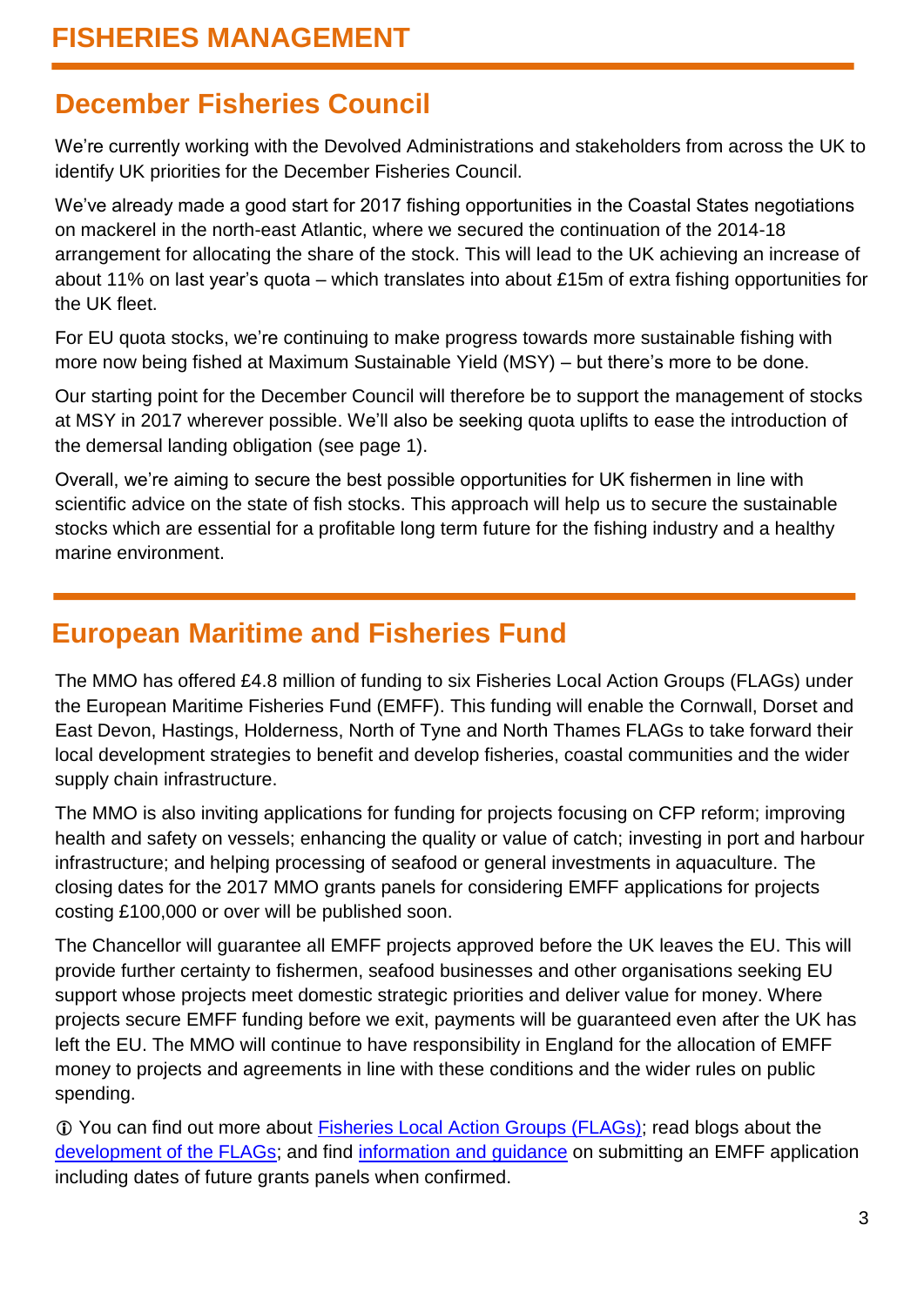# FISHERIES MANAGEMENT

## December Fisheries Council

We're currently working with the Devolved Administrations and stakeholders from across the UK to identify UK priorities for the December Fisheries Council.

We've already made a good start for 2017 fishing opportunities in the Coastal States negotiations on mackerel in the north-east Atlantic, where we secured the continuation of the 2014-18 arrangement for allocating the share of the stock. This will lead to the UK achieving an increase of about 11% on last year's quota – which translates into about £15m of extra fishing opportunities for the UK fleet.

For EU quota stocks, we're continuing to make progress towards more sustainable fishing with more now being fished at Maximum Sustainable Yield (MSY) – but there's more to be done.

Our starting point for the December Council will therefore be to support the management of stocks at MSY in 2017 wherever possible. We'll also be seeking quota uplifts to ease the introduction of the demersal landing obligation (see page 1).

Overall, we're aiming to secure the best possible opportunities for UK fishermen in line with scientific advice on the state of fish stocks. This approach will help us to secure the sustainable stocks which are essential for a profitable long term future for the fishing industry and a healthy marine environment.

## European Maritime and Fisheries Fund

The MMO has offered £4.8 million of funding to six Fisheries Local Action Groups (FLAGs) under the European Maritime Fisheries Fund (EMFF). This funding will enable the Cornwall, Dorset and East Devon, Hastings, Holderness, North of Tyne and North Thames FLAGs to take forward their local development strategies to benefit and develop fisheries, coastal communities and the wider supply chain infrastructure.

The MMO is also inviting applications for funding for projects focusing on CFP reform; improving health and safety on vessels; enhancing the quality or value of catch; investing in port and harbour infrastructure; and helping processing of seafood or general investments in aquaculture. The closing dates for the 2017 MMO grants panels for considering EMFF applications for projects costing £100,000 or over will be published soon.

The Chancellor will guarantee all EMFF projects approved before the UK leaves the EU. This will provide further certainty to fishermen, seafood businesses and other organisations seeking EU support whose projects meet domestic strategic priorities and deliver value for money. Where projects secure EMFF funding before we exit, payments will be guaranteed even after the UK has left the EU. The MMO will continue to have responsibility in England for the allocation of EMFF money to projects and agreements in line with these conditions and the wider rules on public spending.

ⓘ You can find out more about Fisheries Local Action Groups (FLAGs); read blogs about the development of the FLAGs; and find information and guidance on submitting an EMFF application including dates of future grants panels when confirmed.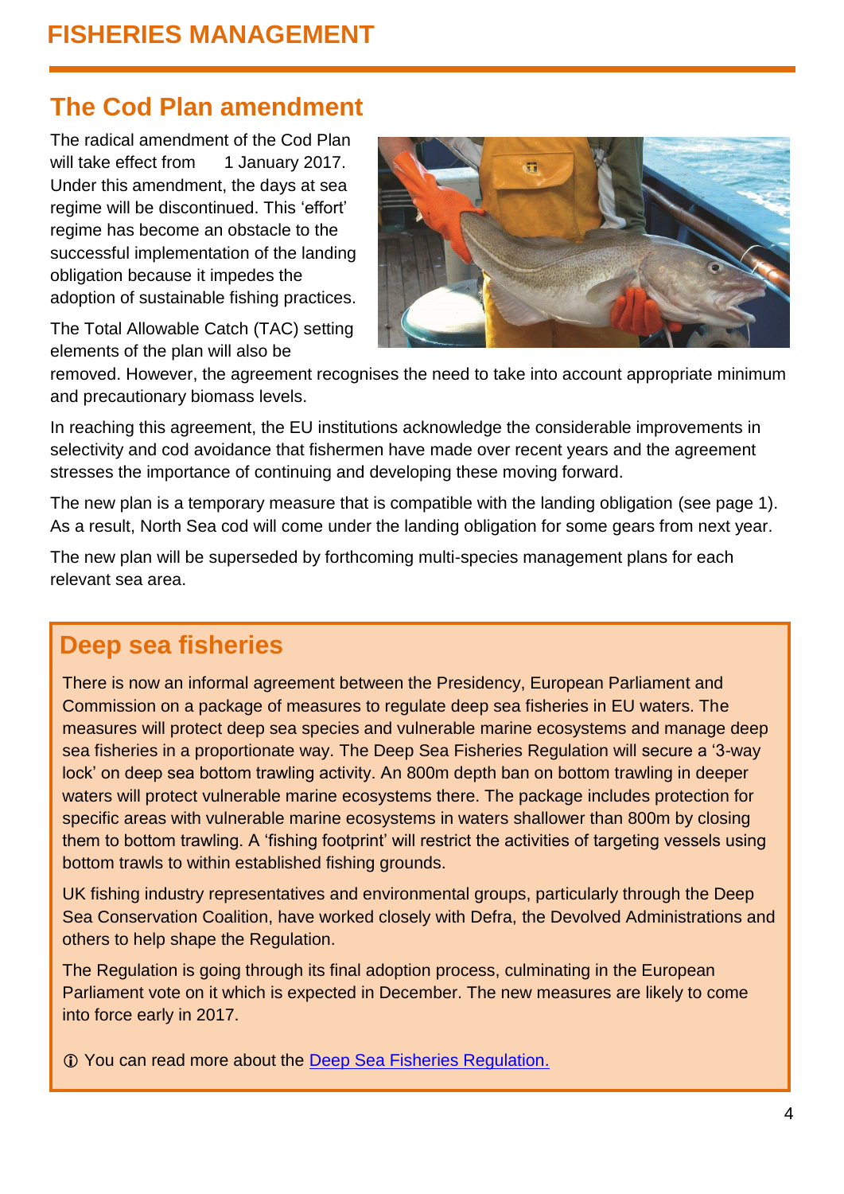# FISHERIES MANAGEMENT

## The Cod Plan amendment

The radical amendment of the Cod Plan will take effect from 1 January 2017. Under this amendment, the days at sea regime will be discontinued. This 'effort' regime has become an obstacle to the successful implementation of the landing obligation because it impedes the adoption of sustainable fishing practices.

The Total Allowable Catch (TAC) setting elements of the plan will also be removed. However, the agreement recognises the need to take into account appropriate minimum and precautionary biomass levels.

In reaching this agreement, the EU institutions acknowledge the considerable improvements in selectivity and cod avoidance that fishermen have made over recent years and the agreement stresses the importance of continuing and developing these moving forward.

The new plan is a temporary measure that is compatible with the landing obligation (see page 1). As a result, North Sea cod will come under the landing obligation for some gears from next year.

The new plan will be superseded by forthcoming multi-species management plans for each relevant sea area.

## Deep sea fisheries

There is now an informal agreement between the Presidency, European Parliament and Commission on a package of measures to regulate deep sea fisheries in EU waters. The measures will protect deep sea species and vulnerable marine ecosystems and manage deep sea fisheries in a proportionate way. The Deep Sea Fisheries Regulation will secure a '3-way lock' on deep sea bottom trawling activity. An 800m depth ban on bottom trawling in deeper waters will protect vulnerable marine ecosystems there. The package includes protection for specific areas with vulnerable marine ecosystems in waters shallower than 800m by closing them to bottom trawling. A 'fishing footprint' will restrict the activities of targeting vessels using bottom trawls to within established fishing grounds.

UK fishing industry representatives and environmental groups, particularly through the Deep Sea Conservation Coalition, have worked closely with Defra, the Devolved Administrations and others to help shape the Regulation.

The Regulation is going through its final adoption process, culminating in the European Parliament vote on it which is expected in December. The new measures are likely to come into force early in 2017.

ⓘ You can read more about the Deep Sea Fisheries Regulation.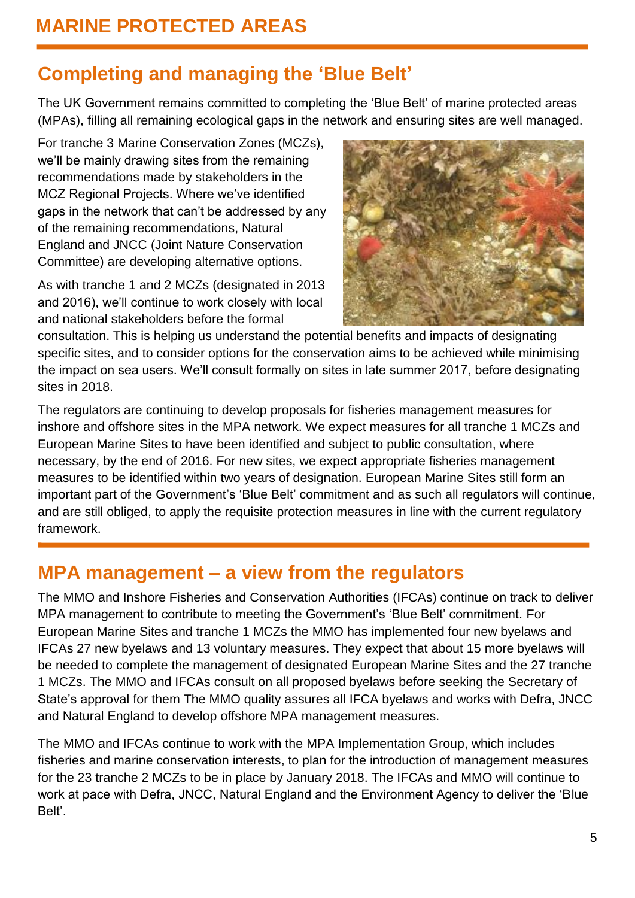# MARINE PROTECTED AREAS

## Completing and managing the 'Blue Belt'

The UK Government remains committed to completing the 'Blue Belt' of marine protected areas (MPAs), filling all remaining ecological gaps in the network and ensuring sites are well managed.

For tranche 3 Marine Conservation Zones (MCZs), we'll be mainly drawing sites from the remaining recommendations made by stakeholders in the MCZ Regional Projects. Where we've identified gaps in the network that can't be addressed by any of the remaining recommendations, Natural England and JNCC (Joint Nature Conservation Committee) are developing alternative options.

As with tranche 1 and 2 MCZs (designated in 2013 and 2016), we'll continue to work closely with local and national stakeholders before the formal consultation. This is helping us understand the potential benefits and impacts of designating specific sites, and to consider options for the conservation aims to be achieved while minimising the impact on sea users. We'll consult formally on sites in late summer 2017, before designating sites in 2018.

The regulators are continuing to develop proposals for fisheries management measures for inshore and offshore sites in the MPA network. We expect measures for all tranche 1 MCZs and European Marine Sites to have been identified and subject to public consultation, where necessary, by the end of 2016. For new sites, we expect appropriate fisheries management measures to be identified within two years of designation. European Marine Sites still form an important part of the Government's 'Blue Belt' commitment and as such all regulators will continue, and are still obliged, to apply the requisite protection measures in line with the current regulatory framework.

## MPA management – a view from the regulators

The MMO and Inshore Fisheries and Conservation Authorities (IFCAs) continue on track to deliver MPA management to contribute to meeting the Government's 'Blue Belt' commitment. For European Marine Sites and tranche 1 MCZs the MMO has implemented four new byelaws and IFCAs 27 new byelaws and 13 voluntary measures. They expect that about 15 more byelaws will be needed to complete the management of designated European Marine Sites and the 27 tranche 1 MCZs. The MMO and IFCAs consult on all proposed byelaws before seeking the Secretary of State's approval for them The MMO quality assures all IFCA byelaws and works with Defra, JNCC and Natural England to develop offshore MPA management measures.

The MMO and IFCAs continue to work with the MPA Implementation Group, which includes fisheries and marine conservation interests, to plan for the introduction of management measures for the 23 tranche 2 MCZs to be in place by January 2018. The IFCAs and MMO will continue to work at pace with Defra, JNCC, Natural England and the Environment Agency to deliver the 'Blue Belt'.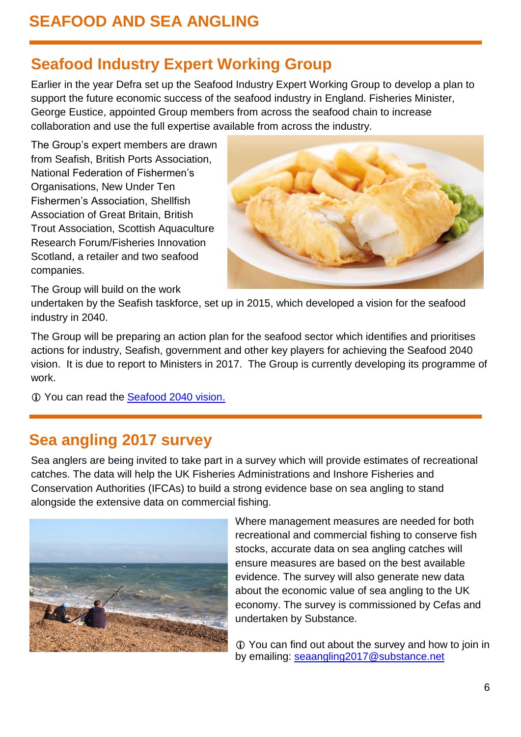# SEAFOOD AND SEA ANGLING

## Seafood Industry Expert Working Group

Earlier in the year Defra set up the Seafood Industry Expert Working Group to develop a plan to support the future economic success of the seafood industry in England. Fisheries Minister, George Eustice, appointed Group members from across the seafood chain to increase collaboration and use the full expertise available from across the industry.

The Group's expert members are drawn from Seafish, British Ports Association, National Federation of Fishermen's Organisations, New Under Ten Fishermen's Association, Shellfish Association of Great Britain, British Trout Association, Scottish Aquaculture Research Forum/Fisheries Innovation Scotland, a retailer and two seafood companies.

The Group will build on the work undertaken by the Seafish taskforce, set up in 2015, which developed a vision for the seafood industry in 2040.

The Group will be preparing an action plan for the seafood sector which identifies and prioritises actions for industry, Seafish, government and other key players for achieving the Seafood 2040 vision. It is due to report to Ministers in 2017. The Group is currently developing its programme of work.

ⓘ You can read the Seafood 2040 vision.

## Sea angling 2017 survey

Sea anglers are being invited to take part in a survey which will provide estimates of recreational catches. The data will help the UK Fisheries Administrations and Inshore Fisheries and Conservation Authorities (IFCAs) to build a strong evidence base on sea angling to stand alongside the extensive data on commercial fishing.

Where management measures are needed for both recreational and commercial fishing to conserve fish stocks, accurate data on sea angling catches will ensure measures are based on the best available evidence. The survey will also generate new data about the economic value of sea angling to the UK economy. The survey is commissioned by Cefas and undertaken by Substance.

ⓘ You can find out about the survey and how to join in by emailing: seaangling2017@substance.net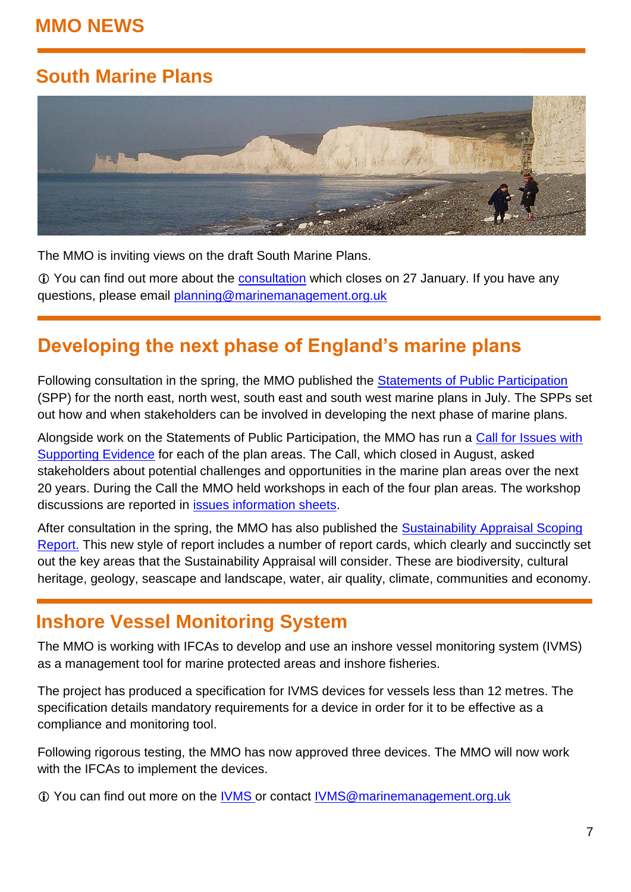# MMO NEWS

## South Marine Plans

The MMO is inviting views on the draft South Marine Plans.

ⓘ You can find out more about the consultation which closes on 27 January. If you have any questions, please email planning@marinemanagement.org.uk

## Developing the next phase of England's marine plans

Following consultation in the spring, the MMO published the Statements of Public Participation (SPP) for the north east, north west, south east and south west marine plans in July. The SPPs set out how and when stakeholders can be involved in developing the next phase of marine plans.

Alongside work on the Statements of Public Participation, the MMO has run a Call for Issues with Supporting Evidence for each of the plan areas. The Call, which closed in August, asked stakeholders about potential challenges and opportunities in the marine plan areas over the next 20 years. During the Call the MMO held workshops in each of the four plan areas. The workshop discussions are reported in issues information sheets.

After consultation in the spring, the MMO has also published the Sustainability Appraisal Scoping Report. This new style of report includes a number of report cards, which clearly and succinctly set out the key areas that the Sustainability Appraisal will consider. These are biodiversity, cultural heritage, geology, seascape and landscape, water, air quality, climate, communities and economy.

## Inshore Vessel Monitoring System

The MMO is working with IFCAs to develop and use an inshore vessel monitoring system (IVMS) as a management tool for marine protected areas and inshore fisheries.

The project has produced a specification for IVMS devices for vessels less than 12 metres. The specification details mandatory requirements for a device in order for it to be effective as a compliance and monitoring tool.

Following rigorous testing, the MMO has now approved three devices. The MMO will now work with the IFCAs to implement the devices.

ⓘ You can find out more on the IVMS or contact IVMS@marinemanagement.org.uk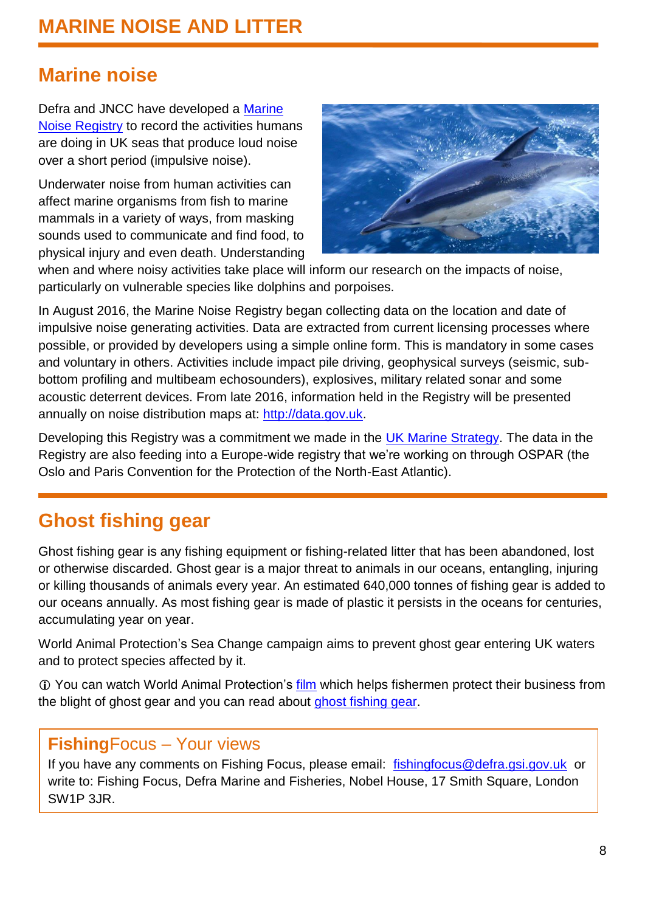# MARINE NOISE AND LITTER

## Marine noise

Defra and JNCC have developed a Marine Noise Registry to record the activities humans are doing in UK seas that produce loud noise over a short period (impulsive noise).

Underwater noise from human activities can affect marine organisms from fish to marine mammals in a variety of ways, from masking sounds used to communicate and find food, to physical injury and even death. Understanding when and where noisy activities take place will inform our research on the impacts of noise, particularly on vulnerable species like dolphins and porpoises.

In August 2016, the Marine Noise Registry began collecting data on the location and date of impulsive noise generating activities. Data are extracted from current licensing processes where possible, or provided by developers using a simple online form. This is mandatory in some cases and voluntary in others. Activities include impact pile driving, geophysical surveys (seismic, sub-bottom profiling and multibeam echosounders), explosives, military related sonar and some acoustic deterrent devices. From late 2016, information held in the Registry will be presented annually on noise distribution maps at: http://data.gov.uk.

Developing this Registry was a commitment we made in the UK Marine Strategy. The data in the Registry are also feeding into a Europe-wide registry that we're working on through OSPAR (the Oslo and Paris Convention for the Protection of the North-East Atlantic).

## Ghost fishing gear

Ghost fishing gear is any fishing equipment or fishing-related litter that has been abandoned, lost or otherwise discarded. Ghost gear is a major threat to animals in our oceans, entangling, injuring or killing thousands of animals every year. An estimated 640,000 tonnes of fishing gear is added to our oceans annually. As most fishing gear is made of plastic it persists in the oceans for centuries, accumulating year on year.

World Animal Protection's Sea Change campaign aims to prevent ghost gear entering UK waters and to protect species affected by it.

ⓘ You can watch World Animal Protection's film which helps fishermen protect their business from the blight of ghost gear and you can read about ghost fishing gear.

### **Fishing**Focus – Your views

If you have any comments on Fishing Focus, please email: fishingfocus@defra.gsi.gov.uk or write to: Fishing Focus, Defra Marine and Fisheries, Nobel House, 17 Smith Square, London SW1P 3JR.